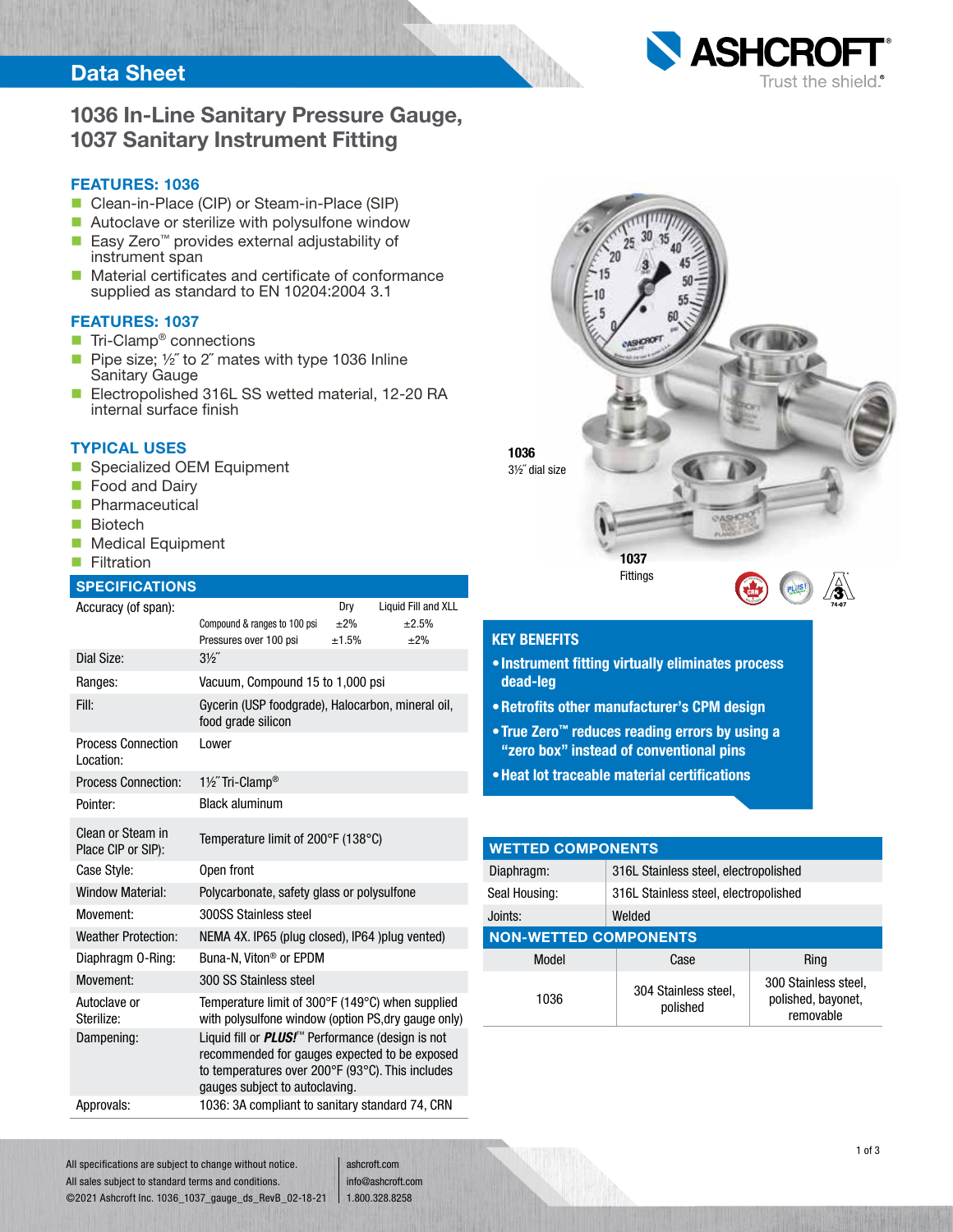Data Sheet

# 1036 In-Line Sanitary Pressure Gauge, 1037 Sanitary Instrument Fitting

### FEATURES: 1036

- Clean-in-Place (CIP) or Steam-in-Place (SIP)
- Autoclave or sterilize with polysulfone window
- Easy Zero™ provides external adjustability of instrument span
- Material certificates and certificate of conformance supplied as standard to EN 10204:2004 3.1

### FEATURES: 1037

- Tri-Clamp® connections
- Pipe size; ½˝ to 2˝ mates with type 1036 Inline Sanitary Gauge
- Electropolished 316L SS wetted material, 12-20 RA internal surface finish

### TYPICAL USES

- Specialized OEM Equipment
- Food and Dairy
- Pharmaceutical
- Biotech
- Medical Equipment
- Filtration

### SPECIFICATIONS

| | | | |
|---|---|---|---|
| Accuracy (of span): | | Dry | Liquid Fill and XLL |
| | Compound & ranges to 100 psi | ±2% | ±2.5% |
| | Pressures over 100 psi | ±1.5% | ±2% |
| Dial Size: | 3½˝ | | |
| Ranges: | Vacuum, Compound 15 to 1,000 psi | | |
| Fill: | Gycerin (USP foodgrade), Halocarbon, mineral oil, food grade silicon | | |
| Process Connection Location: | Lower | | |
| Process Connection: | 1½˝ Tri-Clamp® | | |
| Pointer: | Black aluminum | | |
| Clean or Steam in Place CIP or SIP): | Temperature limit of 200°F (138°C) | | |
| Case Style: | Open front | | |
| Window Material: | Polycarbonate, safety glass or polysulfone | | |
| Movement: | 300SS Stainless steel | | |
| Weather Protection: | NEMA 4X. IP65 (plug closed), IP64 )plug vented) | | |
| Diaphragm O-Ring: | Buna-N, Viton® or EPDM | | |
| Movement: | 300 SS Stainless steel | | |
| Autoclave or Sterilize: | Temperature limit of 300°F (149°C) when supplied with polysulfone window (option PS,dry gauge only) | | |
| Dampening: | Liquid fill or ***PLUS!***™ Performance (design is not recommended for gauges expected to be exposed to temperatures over 200°F (93°C). This includes gauges subject to autoclaving. | | |
| Approvals: | 1036: 3A compliant to sanitary standard 74, CRN | | |

**1036**
3½˝ dial size

**1037**
Fittings

### KEY BENEFITS

- **Instrument fitting virtually eliminates process dead-leg**
- **Retrofits other manufacturer's CPM design**
- **True Zero™ reduces reading errors by using a "zero box" instead of conventional pins**
- **Heat lot traceable material certifications**

### WETTED COMPONENTS

| | |
|---|---|
| Diaphragm: | 316L Stainless steel, electropolished |
| Seal Housing: | 316L Stainless steel, electropolished |
| Joints: | Welded |

### NON-WETTED COMPONENTS

| Model | Case | Ring |
|---|---|---|
| 1036 | 304 Stainless steel, polished | 300 Stainless steel, polished, bayonet, removable |

All specifications are subject to change without notice.
All sales subject to standard terms and conditions.
©2021 Ashcroft Inc. 1036_1037_gauge_ds_RevB_02-18-21

ashcroft.com
info@ashcroft.com
1.800.328.8258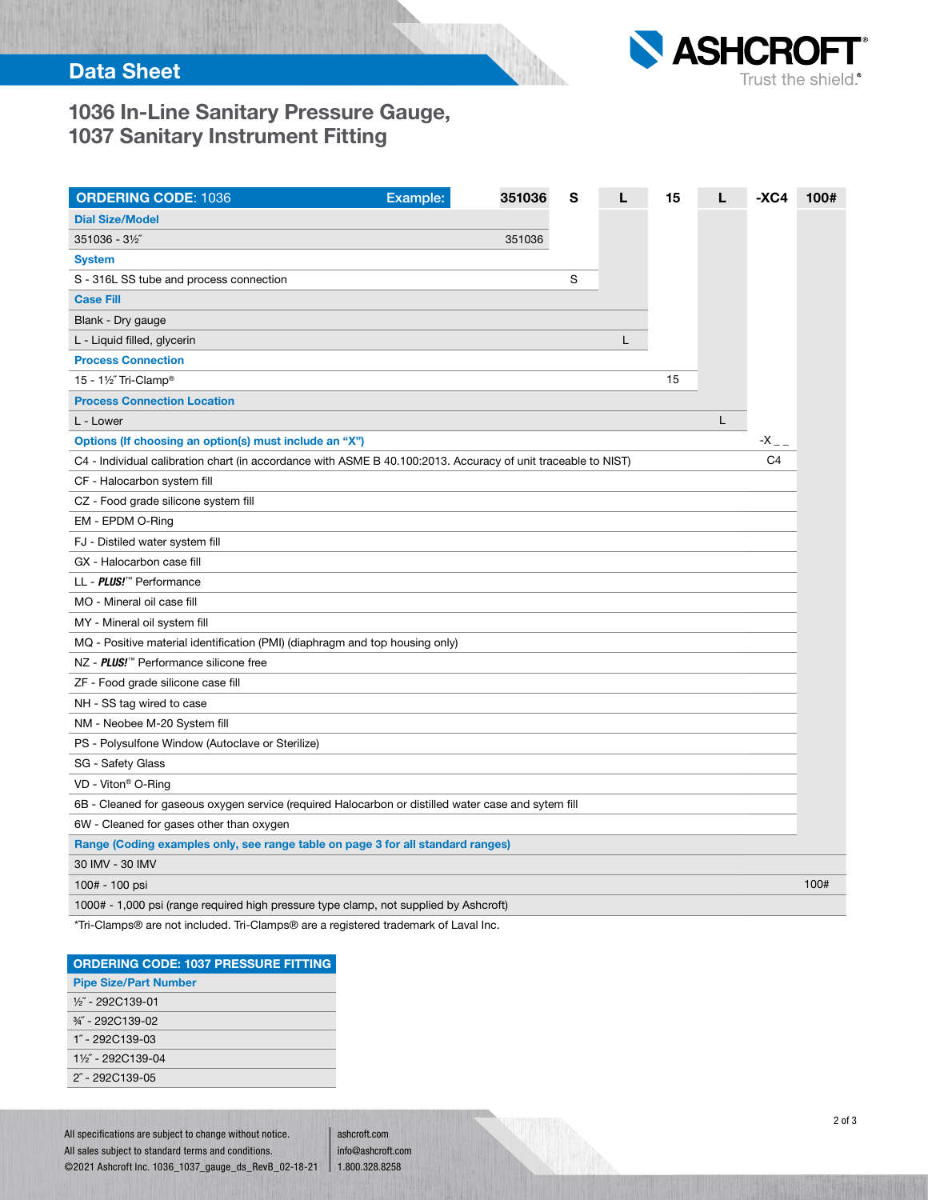Data Sheet

# 1036 In-Line Sanitary Pressure Gauge, 1037 Sanitary Instrument Fitting

| ORDERING CODE: 1036 Example: | 351036 | S | L | 15 | L | -XC4 | 100# |
|---|---|---|---|---|---|---|---|
| **Dial Size/Model** | | | | | | | |
| 351036 - 3½″ | 351036 | | | | | | |
| **System** | | | | | | | |
| S - 316L SS tube and process connection | | S | | | | | |
| **Case Fill** | | | | | | | |
| Blank - Dry gauge | | | | | | | |
| L - Liquid filled, glycerin | | | L | | | | |
| **Process Connection** | | | | | | | |
| 15 - 1½″ Tri-Clamp® | | | | 15 | | | |
| **Process Connection Location** | | | | | | | |
| L - Lower | | | | | L | | |
| **Options (If choosing an option(s) must include an "X")** | | | | | | -X _ _ | |
| C4 - Individual calibration chart (in accordance with ASME B 40.100:2013. Accuracy of unit traceable to NIST) | | | | | | C4 | |
| CF - Halocarbon system fill | | | | | | | |
| CZ - Food grade silicone system fill | | | | | | | |
| EM - EPDM O-Ring | | | | | | | |
| FJ - Distiled water system fill | | | | | | | |
| GX - Halocarbon case fill | | | | | | | |
| LL - ***PLUS!***™ Performance | | | | | | | |
| MO - Mineral oil case fill | | | | | | | |
| MY - Mineral oil system fill | | | | | | | |
| MQ - Positive material identification (PMI) (diaphragm and top housing only) | | | | | | | |
| NZ - ***PLUS!***™ Performance silicone free | | | | | | | |
| ZF - Food grade silicone case fill | | | | | | | |
| NH - SS tag wired to case | | | | | | | |
| NM - Neobee M-20 System fill | | | | | | | |
| PS - Polysulfone Window (Autoclave or Sterilize) | | | | | | | |
| SG - Safety Glass | | | | | | | |
| VD - Viton® O-Ring | | | | | | | |
| 6B - Cleaned for gaseous oxygen service (required Halocarbon or distilled water case and sytem fill | | | | | | | |
| 6W - Cleaned for gases other than oxygen | | | | | | | |
| **Range (Coding examples only, see range table on page 3 for all standard ranges)** | | | | | | | |
| 30 IMV - 30 IMV | | | | | | | |
| 100# - 100 psi | | | | | | | 100# |
| 1000# - 1,000 psi (range required high pressure type clamp, not supplied by Ashcroft) | | | | | | | |

*Tri-Clamps® are not included. Tri-Clamps® are a registered trademark of Laval Inc.

| ORDERING CODE: 1037 PRESSURE FITTING |
|---|
| **Pipe Size/Part Number** |
| ½″ - 292C139-01 |
| ¾″ - 292C139-02 |
| 1″ - 292C139-03 |
| 1½″ - 292C139-04 |
| 2″ - 292C139-05 |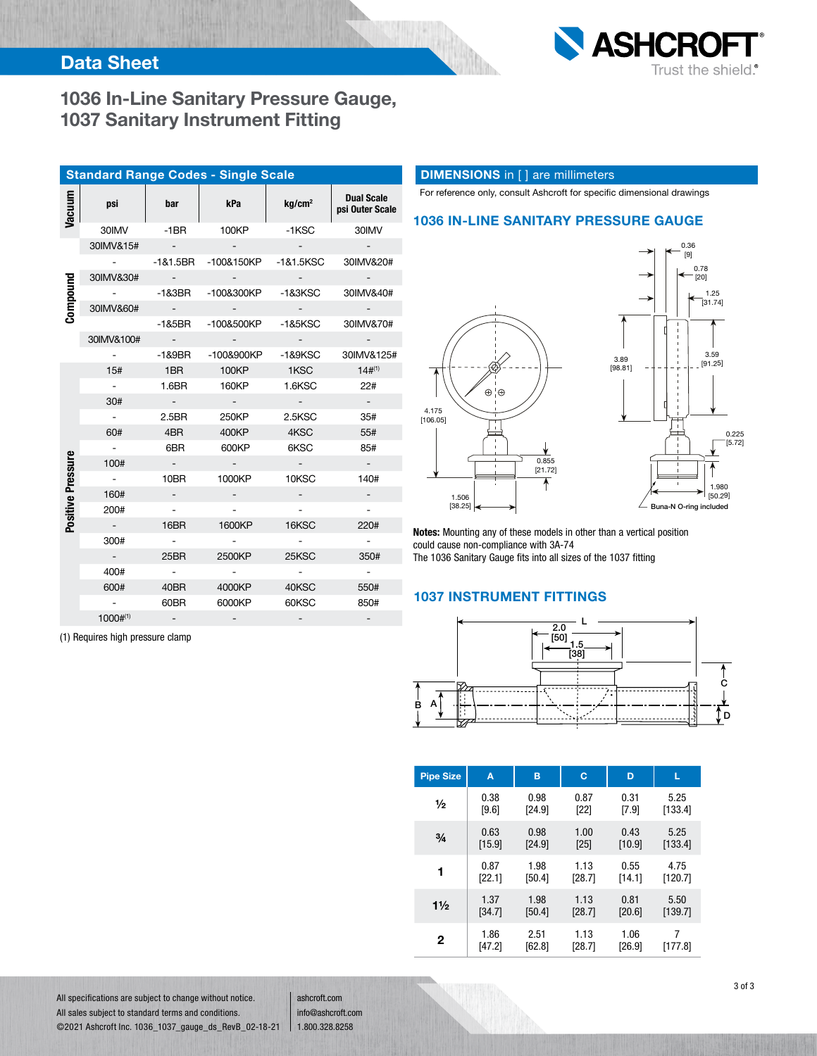# 1036 In-Line Sanitary Pressure Gauge, 1037 Sanitary Instrument Fitting

## Standard Range Codes - Single Scale

| | psi | bar | kPa | kg/cm² | Dual Scale psi Outer Scale |
|---|---|---|---|---|---|
| Vacuum | 30IMV | -1BR | 100KP | -1KSC | 30IMV |
| Compound | 30IMV&15# | - | - | - | - |
| Compound | - | -1&1.5BR | -100&150KP | -1&1.5KSC | 30IMV&20# |
| Compound | 30IMV&30# | - | - | - | - |
| Compound | - | -1&3BR | -100&300KP | -1&3KSC | 30IMV&40# |
| Compound | 30IMV&60# | - | - | - | - |
| Compound | - | -1&5BR | -100&500KP | -1&5KSC | 30IMV&70# |
| Compound | 30IMV&100# | - | - | - | - |
| Compound | - | -1&9BR | -100&900KP | -1&9KSC | 30IMV&125# |
| Positive Pressure | 15# | 1BR | 100KP | 1KSC | 14#(1) |
| Positive Pressure | - | 1.6BR | 160KP | 1.6KSC | 22# |
| Positive Pressure | 30# | - | - | - | - |
| Positive Pressure | - | 2.5BR | 250KP | 2.5KSC | 35# |
| Positive Pressure | 60# | 4BR | 400KP | 4KSC | 55# |
| Positive Pressure | - | 6BR | 600KP | 6KSC | 85# |
| Positive Pressure | 100# | - | - | - | - |
| Positive Pressure | - | 10BR | 1000KP | 10KSC | 140# |
| Positive Pressure | 160# | - | - | - | - |
| Positive Pressure | 200# | - | - | - | - |
| Positive Pressure | - | 16BR | 1600KP | 16KSC | 220# |
| Positive Pressure | 300# | - | - | - | - |
| Positive Pressure | - | 25BR | 2500KP | 25KSC | 350# |
| Positive Pressure | 400# | - | - | - | - |
| Positive Pressure | 600# | 40BR | 4000KP | 40KSC | 550# |
| Positive Pressure | - | 60BR | 6000KP | 60KSC | 850# |
| Positive Pressure | 1000#(1) | - | - | - | - |

(1) Requires high pressure clamp

## DIMENSIONS in [ ] are millimeters

For reference only, consult Ashcroft for specific dimensional drawings

### 1036 IN-LINE SANITARY PRESSURE GAUGE

0.36 [9]
0.78 [20]
1.25 [31.74]
3.89 [98.81]
3.59 [91.25]
4.175 [106.05]
0.855 [21.72]
0.225 [5.72]
1.506 [38.25]
1.980 [50.29]
Buna-N O-ring included

**Notes:** Mounting any of these models in other than a vertical position could cause non-compliance with 3A-74
The 1036 Sanitary Gauge fits into all sizes of the 1037 fitting

### 1037 INSTRUMENT FITTINGS

L
2.0 [50]
1.5 [38]
A
B
C
D

| Pipe Size | A | B | C | D | L |
|---|---|---|---|---|---|
| ½ | 0.38 [9.6] | 0.98 [24.9] | 0.87 [22] | 0.31 [7.9] | 5.25 [133.4] |
| ¾ | 0.63 [15.9] | 0.98 [24.9] | 1.00 [25] | 0.43 [10.9] | 5.25 [133.4] |
| 1 | 0.87 [22.1] | 1.98 [50.4] | 1.13 [28.7] | 0.55 [14.1] | 4.75 [120.7] |
| 1½ | 1.37 [34.7] | 1.98 [50.4] | 1.13 [28.7] | 0.81 [20.6] | 5.50 [139.7] |
| 2 | 1.86 [47.2] | 2.51 [62.8] | 1.13 [28.7] | 1.06 [26.9] | 7 [177.8] |

All specifications are subject to change without notice.
All sales subject to standard terms and conditions.
©2021 Ashcroft Inc. 1036_1037_gauge_ds_RevB_02-18-21

ashcroft.com
info@ashcroft.com
1.800.328.8258